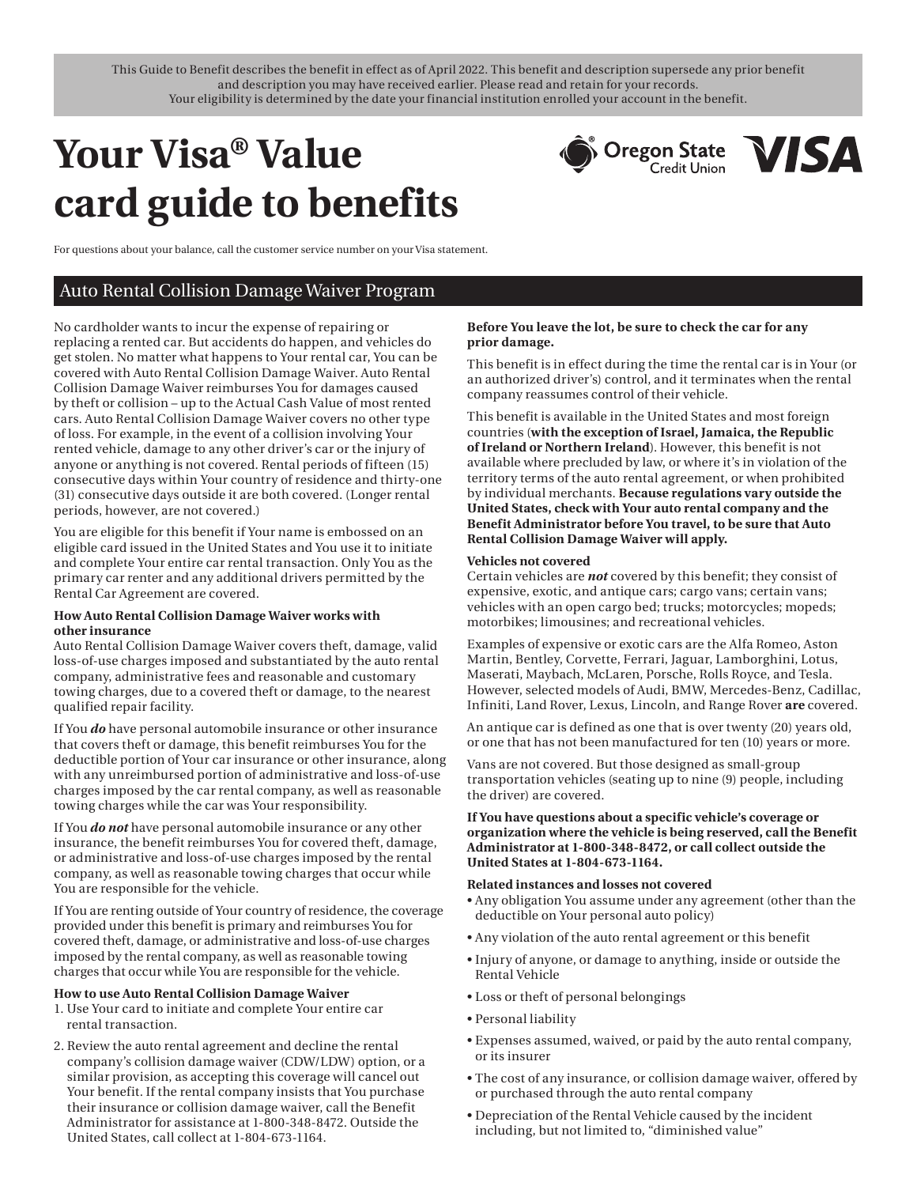This Guide to Benefit describes the benefit in effect as of April 2022. This benefit and description supersede any prior benefit and description you may have received earlier. Please read and retain for your records. Your eligibility is determined by the date your financial institution enrolled your account in the benefit.

# Your Visa® Value card guide to benefits

For questions about your balance, call the customer service number on your Visa statement.

## Auto Rental Collision Damage Waiver Program

No cardholder wants to incur the expense of repairing or replacing a rented car. But accidents do happen, and vehicles do get stolen. No matter what happens to Your rental car, You can be covered with Auto Rental Collision Damage Waiver. Auto Rental Collision Damage Waiver reimburses You for damages caused by theft or collision – up to the Actual Cash Value of most rented cars. Auto Rental Collision Damage Waiver covers no other type of loss. For example, in the event of a collision involving Your rented vehicle, damage to any other driver's car or the injury of anyone or anything is not covered. Rental periods of fifteen (15) consecutive days within Your country of residence and thirty-one (31) consecutive days outside it are both covered. (Longer rental periods, however, are not covered.)

You are eligible for this benefit if Your name is embossed on an eligible card issued in the United States and You use it to initiate and complete Your entire car rental transaction. Only You as the primary car renter and any additional drivers permitted by the Rental Car Agreement are covered.

### How Auto Rental Collision Damage Waiver works with other insurance

Auto Rental Collision Damage Waiver covers theft, damage, valid loss-of-use charges imposed and substantiated by the auto rental company, administrative fees and reasonable and customary towing charges, due to a covered theft or damage, to the nearest qualified repair facility.

If You ***do*** have personal automobile insurance or other insurance that covers theft or damage, this benefit reimburses You for the deductible portion of Your car insurance or other insurance, along with any unreimbursed portion of administrative and loss-of-use charges imposed by the car rental company, as well as reasonable towing charges while the car was Your responsibility.

If You ***do not*** have personal automobile insurance or any other insurance, the benefit reimburses You for covered theft, damage, or administrative and loss-of-use charges imposed by the rental company, as well as reasonable towing charges that occur while You are responsible for the vehicle.

If You are renting outside of Your country of residence, the coverage provided under this benefit is primary and reimburses You for covered theft, damage, or administrative and loss-of-use charges imposed by the rental company, as well as reasonable towing charges that occur while You are responsible for the vehicle.

### How to use Auto Rental Collision Damage Waiver

1. Use Your card to initiate and complete Your entire car rental transaction.
2. Review the auto rental agreement and decline the rental company's collision damage waiver (CDW/LDW) option, or a similar provision, as accepting this coverage will cancel out Your benefit. If the rental company insists that You purchase their insurance or collision damage waiver, call the Benefit Administrator for assistance at 1-800-348-8472. Outside the United States, call collect at 1-804-673-1164.

**Before You leave the lot, be sure to check the car for any prior damage.**

This benefit is in effect during the time the rental car is in Your (or an authorized driver's) control, and it terminates when the rental company reassumes control of their vehicle.

This benefit is available in the United States and most foreign countries (**with the exception of Israel, Jamaica, the Republic of Ireland or Northern Ireland**). However, this benefit is not available where precluded by law, or where it's in violation of the territory terms of the auto rental agreement, or when prohibited by individual merchants. **Because regulations vary outside the United States, check with Your auto rental company and the Benefit Administrator before You travel, to be sure that Auto Rental Collision Damage Waiver will apply.**

### Vehicles not covered

Certain vehicles are ***not*** covered by this benefit; they consist of expensive, exotic, and antique cars; cargo vans; certain vans; vehicles with an open cargo bed; trucks; motorcycles; mopeds; motorbikes; limousines; and recreational vehicles.

Examples of expensive or exotic cars are the Alfa Romeo, Aston Martin, Bentley, Corvette, Ferrari, Jaguar, Lamborghini, Lotus, Maserati, Maybach, McLaren, Porsche, Rolls Royce, and Tesla. However, selected models of Audi, BMW, Mercedes-Benz, Cadillac, Infiniti, Land Rover, Lexus, Lincoln, and Range Rover **are** covered.

An antique car is defined as one that is over twenty (20) years old, or one that has not been manufactured for ten (10) years or more.

Vans are not covered. But those designed as small-group transportation vehicles (seating up to nine (9) people, including the driver) are covered.

**If You have questions about a specific vehicle's coverage or organization where the vehicle is being reserved, call the Benefit Administrator at 1-800-348-8472, or call collect outside the United States at 1-804-673-1164.**

### Related instances and losses not covered

- Any obligation You assume under any agreement (other than the deductible on Your personal auto policy)
- Any violation of the auto rental agreement or this benefit
- Injury of anyone, or damage to anything, inside or outside the Rental Vehicle
- Loss or theft of personal belongings
- Personal liability
- Expenses assumed, waived, or paid by the auto rental company, or its insurer
- The cost of any insurance, or collision damage waiver, offered by or purchased through the auto rental company
- Depreciation of the Rental Vehicle caused by the incident including, but not limited to, "diminished value"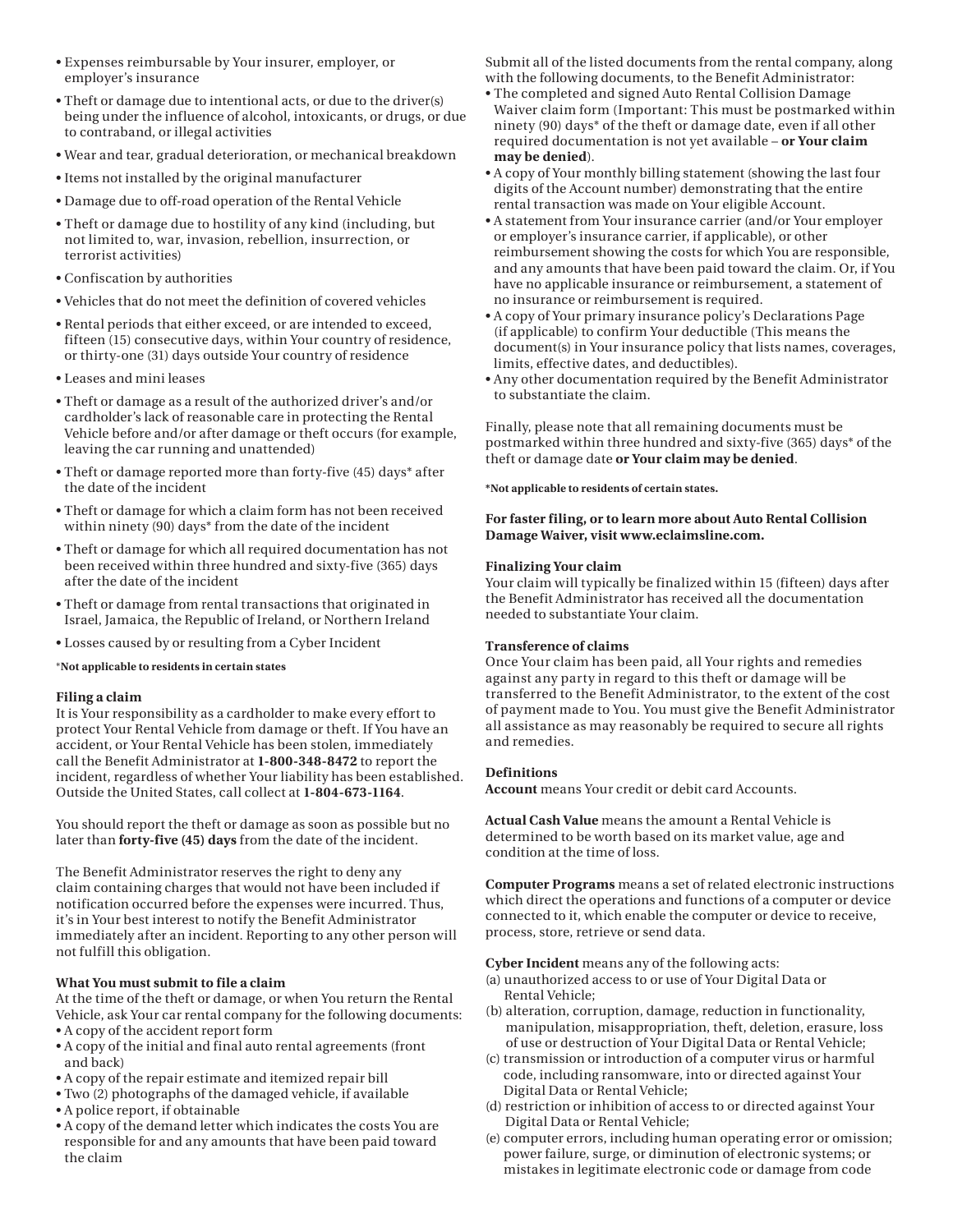- Expenses reimbursable by Your insurer, employer, or employer's insurance
- Theft or damage due to intentional acts, or due to the driver(s) being under the influence of alcohol, intoxicants, or drugs, or due to contraband, or illegal activities
- Wear and tear, gradual deterioration, or mechanical breakdown
- Items not installed by the original manufacturer
- Damage due to off-road operation of the Rental Vehicle
- Theft or damage due to hostility of any kind (including, but not limited to, war, invasion, rebellion, insurrection, or terrorist activities)
- Confiscation by authorities
- Vehicles that do not meet the definition of covered vehicles
- Rental periods that either exceed, or are intended to exceed, fifteen (15) consecutive days, within Your country of residence, or thirty-one (31) days outside Your country of residence
- Leases and mini leases
- Theft or damage as a result of the authorized driver's and/or cardholder's lack of reasonable care in protecting the Rental Vehicle before and/or after damage or theft occurs (for example, leaving the car running and unattended)
- Theft or damage reported more than forty-five (45) days* after the date of the incident
- Theft or damage for which a claim form has not been received within ninety (90) days* from the date of the incident
- Theft or damage for which all required documentation has not been received within three hundred and sixty-five (365) days after the date of the incident
- Theft or damage from rental transactions that originated in Israel, Jamaica, the Republic of Ireland, or Northern Ireland
- Losses caused by or resulting from a Cyber Incident

***Not applicable to residents in certain states**

**Filing a claim**

It is Your responsibility as a cardholder to make every effort to protect Your Rental Vehicle from damage or theft. If You have an accident, or Your Rental Vehicle has been stolen, immediately call the Benefit Administrator at **1-800-348-8472** to report the incident, regardless of whether Your liability has been established. Outside the United States, call collect at **1-804-673-1164**.

You should report the theft or damage as soon as possible but no later than **forty-five (45) days** from the date of the incident.

The Benefit Administrator reserves the right to deny any claim containing charges that would not have been included if notification occurred before the expenses were incurred. Thus, it's in Your best interest to notify the Benefit Administrator immediately after an incident. Reporting to any other person will not fulfill this obligation.

**What You must submit to file a claim**

At the time of the theft or damage, or when You return the Rental Vehicle, ask Your car rental company for the following documents:

- A copy of the accident report form
- A copy of the initial and final auto rental agreements (front and back)
- A copy of the repair estimate and itemized repair bill
- Two (2) photographs of the damaged vehicle, if available
- A police report, if obtainable
- A copy of the demand letter which indicates the costs You are responsible for and any amounts that have been paid toward the claim

Submit all of the listed documents from the rental company, along with the following documents, to the Benefit Administrator:

- The completed and signed Auto Rental Collision Damage Waiver claim form (Important: This must be postmarked within ninety (90) days* of the theft or damage date, even if all other required documentation is not yet available – **or Your claim may be denied**).
- A copy of Your monthly billing statement (showing the last four digits of the Account number) demonstrating that the entire rental transaction was made on Your eligible Account.
- A statement from Your insurance carrier (and/or Your employer or employer's insurance carrier, if applicable), or other reimbursement showing the costs for which You are responsible, and any amounts that have been paid toward the claim. Or, if You have no applicable insurance or reimbursement, a statement of no insurance or reimbursement is required.
- A copy of Your primary insurance policy's Declarations Page (if applicable) to confirm Your deductible (This means the document(s) in Your insurance policy that lists names, coverages, limits, effective dates, and deductibles).
- Any other documentation required by the Benefit Administrator to substantiate the claim.

Finally, please note that all remaining documents must be postmarked within three hundred and sixty-five (365) days* of the theft or damage date **or Your claim may be denied**.

***Not applicable to residents of certain states.**

**For faster filing, or to learn more about Auto Rental Collision Damage Waiver, visit www.eclaimsline.com.**

**Finalizing Your claim**

Your claim will typically be finalized within 15 (fifteen) days after the Benefit Administrator has received all the documentation needed to substantiate Your claim.

**Transference of claims**

Once Your claim has been paid, all Your rights and remedies against any party in regard to this theft or damage will be transferred to the Benefit Administrator, to the extent of the cost of payment made to You. You must give the Benefit Administrator all assistance as may reasonably be required to secure all rights and remedies.

**Definitions**

**Account** means Your credit or debit card Accounts.

**Actual Cash Value** means the amount a Rental Vehicle is determined to be worth based on its market value, age and condition at the time of loss.

**Computer Programs** means a set of related electronic instructions which direct the operations and functions of a computer or device connected to it, which enable the computer or device to receive, process, store, retrieve or send data.

**Cyber Incident** means any of the following acts:

(a) unauthorized access to or use of Your Digital Data or Rental Vehicle;
(b) alteration, corruption, damage, reduction in functionality, manipulation, misappropriation, theft, deletion, erasure, loss of use or destruction of Your Digital Data or Rental Vehicle;
(c) transmission or introduction of a computer virus or harmful code, including ransomware, into or directed against Your Digital Data or Rental Vehicle;
(d) restriction or inhibition of access to or directed against Your Digital Data or Rental Vehicle;
(e) computer errors, including human operating error or omission; power failure, surge, or diminution of electronic systems; or mistakes in legitimate electronic code or damage from code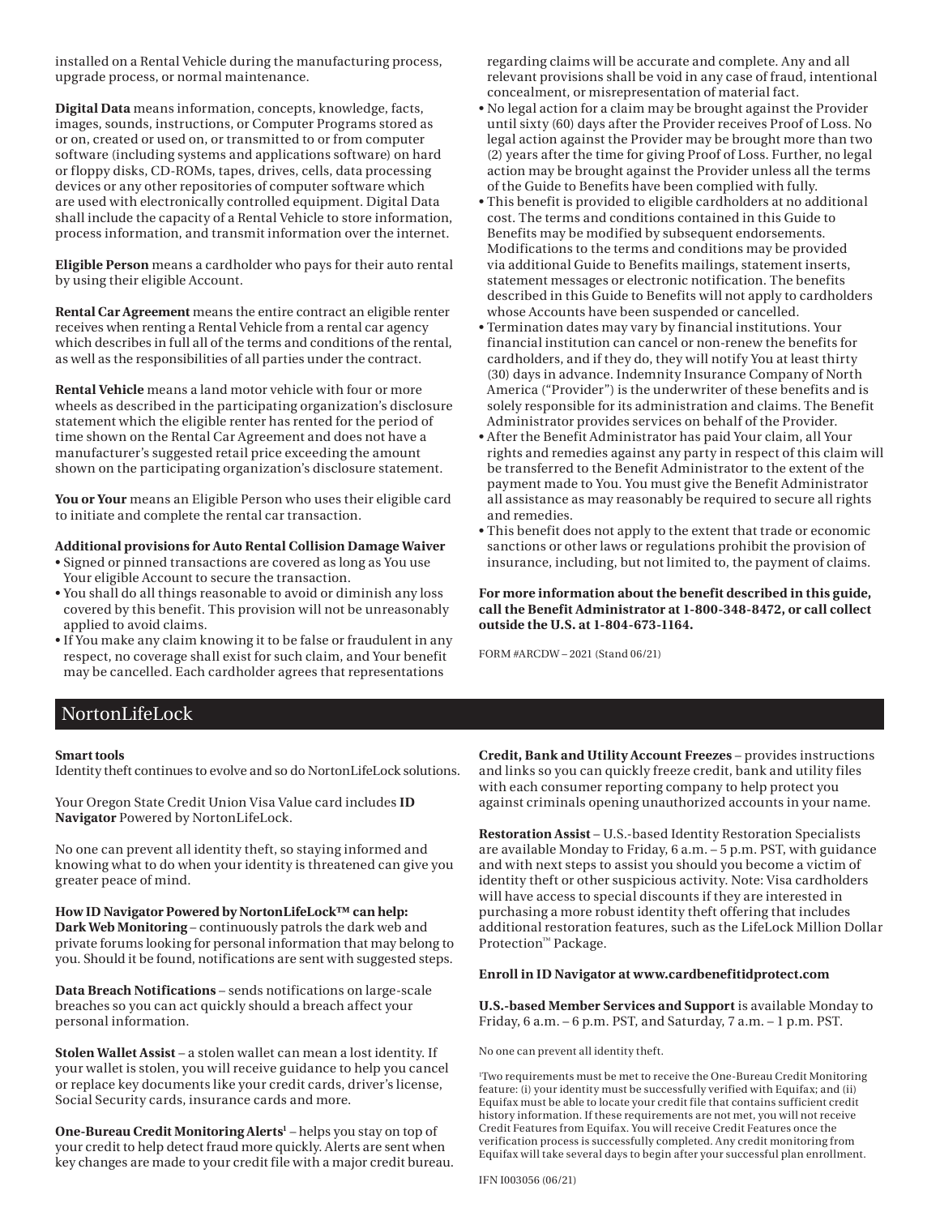installed on a Rental Vehicle during the manufacturing process, upgrade process, or normal maintenance.

**Digital Data** means information, concepts, knowledge, facts, images, sounds, instructions, or Computer Programs stored as or on, created or used on, or transmitted to or from computer software (including systems and applications software) on hard or floppy disks, CD-ROMs, tapes, drives, cells, data processing devices or any other repositories of computer software which are used with electronically controlled equipment. Digital Data shall include the capacity of a Rental Vehicle to store information, process information, and transmit information over the internet.

**Eligible Person** means a cardholder who pays for their auto rental by using their eligible Account.

**Rental Car Agreement** means the entire contract an eligible renter receives when renting a Rental Vehicle from a rental car agency which describes in full all of the terms and conditions of the rental, as well as the responsibilities of all parties under the contract.

**Rental Vehicle** means a land motor vehicle with four or more wheels as described in the participating organization's disclosure statement which the eligible renter has rented for the period of time shown on the Rental Car Agreement and does not have a manufacturer's suggested retail price exceeding the amount shown on the participating organization's disclosure statement.

**You or Your** means an Eligible Person who uses their eligible card to initiate and complete the rental car transaction.

**Additional provisions for Auto Rental Collision Damage Waiver**

- Signed or pinned transactions are covered as long as You use Your eligible Account to secure the transaction.
- You shall do all things reasonable to avoid or diminish any loss covered by this benefit. This provision will not be unreasonably applied to avoid claims.
- If You make any claim knowing it to be false or fraudulent in any respect, no coverage shall exist for such claim, and Your benefit may be cancelled. Each cardholder agrees that representations regarding claims will be accurate and complete. Any and all relevant provisions shall be void in any case of fraud, intentional concealment, or misrepresentation of material fact.
- No legal action for a claim may be brought against the Provider until sixty (60) days after the Provider receives Proof of Loss. No legal action against the Provider may be brought more than two (2) years after the time for giving Proof of Loss. Further, no legal action may be brought against the Provider unless all the terms of the Guide to Benefits have been complied with fully.
- This benefit is provided to eligible cardholders at no additional cost. The terms and conditions contained in this Guide to Benefits may be modified by subsequent endorsements. Modifications to the terms and conditions may be provided via additional Guide to Benefits mailings, statement inserts, statement messages or electronic notification. The benefits described in this Guide to Benefits will not apply to cardholders whose Accounts have been suspended or cancelled.
- Termination dates may vary by financial institutions. Your financial institution can cancel or non-renew the benefits for cardholders, and if they do, they will notify You at least thirty (30) days in advance. Indemnity Insurance Company of North America ("Provider") is the underwriter of these benefits and is solely responsible for its administration and claims. The Benefit Administrator provides services on behalf of the Provider.
- After the Benefit Administrator has paid Your claim, all Your rights and remedies against any party in respect of this claim will be transferred to the Benefit Administrator to the extent of the payment made to You. You must give the Benefit Administrator all assistance as may reasonably be required to secure all rights and remedies.
- This benefit does not apply to the extent that trade or economic sanctions or other laws or regulations prohibit the provision of insurance, including, but not limited to, the payment of claims.

**For more information about the benefit described in this guide, call the Benefit Administrator at 1-800-348-8472, or call collect outside the U.S. at 1-804-673-1164.**

FORM #ARCDW – 2021 (Stand 06/21)

## NortonLifeLock

**Smart tools**
Identity theft continues to evolve and so do NortonLifeLock solutions.

Your Oregon State Credit Union Visa Value card includes **ID Navigator** Powered by NortonLifeLock.

No one can prevent all identity theft, so staying informed and knowing what to do when your identity is threatened can give you greater peace of mind.

**How ID Navigator Powered by NortonLifeLock™ can help:**
**Dark Web Monitoring** – continuously patrols the dark web and private forums looking for personal information that may belong to you. Should it be found, notifications are sent with suggested steps.

**Data Breach Notifications** – sends notifications on large-scale breaches so you can act quickly should a breach affect your personal information.

**Stolen Wallet Assist** – a stolen wallet can mean a lost identity. If your wallet is stolen, you will receive guidance to help you cancel or replace key documents like your credit cards, driver's license, Social Security cards, insurance cards and more.

**One-Bureau Credit Monitoring Alerts**[1] – helps you stay on top of your credit to help detect fraud more quickly. Alerts are sent when key changes are made to your credit file with a major credit bureau.

**Credit, Bank and Utility Account Freezes** – provides instructions and links so you can quickly freeze credit, bank and utility files with each consumer reporting company to help protect you against criminals opening unauthorized accounts in your name.

**Restoration Assist** – U.S.-based Identity Restoration Specialists are available Monday to Friday, 6 a.m. – 5 p.m. PST, with guidance and with next steps to assist you should you become a victim of identity theft or other suspicious activity. Note: Visa cardholders will have access to special discounts if they are interested in purchasing a more robust identity theft offering that includes additional restoration features, such as the LifeLock Million Dollar Protection™ Package.

**Enroll in ID Navigator at www.cardbenefitidprotect.com**

**U.S.-based Member Services and Support** is available Monday to Friday, 6 a.m. – 6 p.m. PST, and Saturday, 7 a.m. – 1 p.m. PST.

No one can prevent all identity theft.

[1]Two requirements must be met to receive the One-Bureau Credit Monitoring feature: (i) your identity must be successfully verified with Equifax; and (ii) Equifax must be able to locate your credit file that contains sufficient credit history information. If these requirements are not met, you will not receive Credit Features from Equifax. You will receive Credit Features once the verification process is successfully completed. Any credit monitoring from Equifax will take several days to begin after your successful plan enrollment.

IFN I003056 (06/21)